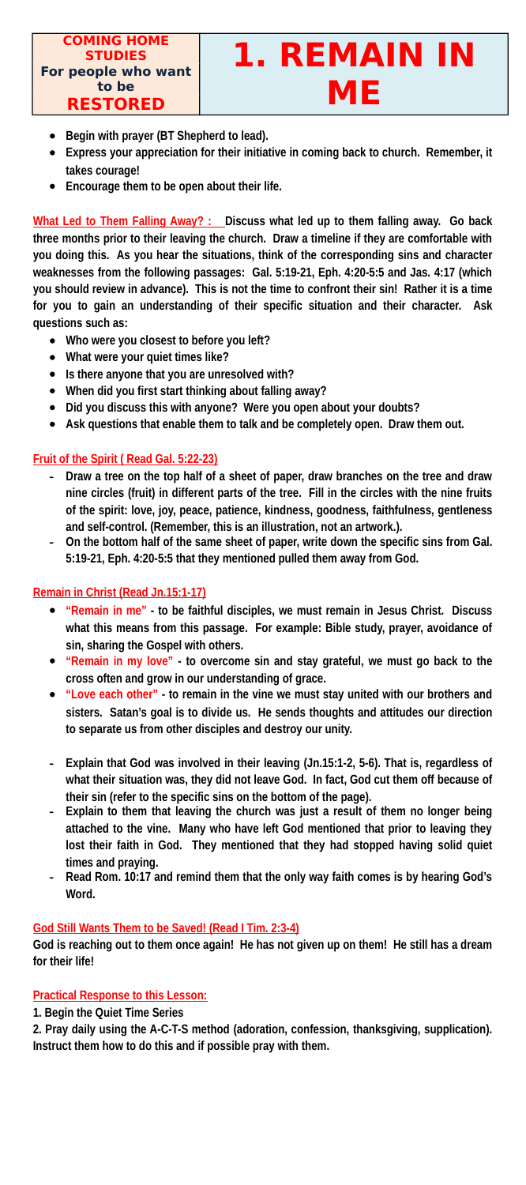**COMING HOME STUDIES**
**For people who want to be RESTORED**

# 1. REMAIN IN ME

- **Begin with prayer (BT Shepherd to lead).**
- **Express your appreciation for their initiative in coming back to church. Remember, it takes courage!**
- **Encourage them to be open about their life.**

**What Led to Them Falling Away? :** **Discuss what led up to them falling away. Go back three months prior to their leaving the church. Draw a timeline if they are comfortable with you doing this. As you hear the situations, think of the corresponding sins and character weaknesses from the following passages: Gal. 5:19-21, Eph. 4:20-5:5 and Jas. 4:17 (which you should review in advance). This is not the time to confront their sin! Rather it is a time for you to gain an understanding of their specific situation and their character. Ask questions such as:**

- **Who were you closest to before you left?**
- **What were your quiet times like?**
- **Is there anyone that you are unresolved with?**
- **When did you first start thinking about falling away?**
- **Did you discuss this with anyone? Were you open about your doubts?**
- **Ask questions that enable them to talk and be completely open. Draw them out.**

**Fruit of the Spirit ( Read Gal. 5:22-23)**

- **Draw a tree on the top half of a sheet of paper, draw branches on the tree and draw nine circles (fruit) in different parts of the tree. Fill in the circles with the nine fruits of the spirit: love, joy, peace, patience, kindness, goodness, faithfulness, gentleness and self-control. (Remember, this is an illustration, not an artwork.).**
- **On the bottom half of the same sheet of paper, write down the specific sins from Gal. 5:19-21, Eph. 4:20-5:5 that they mentioned pulled them away from God.**

**Remain in Christ (Read Jn.15:1-17)**

- **"Remain in me" - to be faithful disciples, we must remain in Jesus Christ. Discuss what this means from this passage. For example: Bible study, prayer, avoidance of sin, sharing the Gospel with others.**
- **"Remain in my love" - to overcome sin and stay grateful, we must go back to the cross often and grow in our understanding of grace.**
- **"Love each other" - to remain in the vine we must stay united with our brothers and sisters. Satan's goal is to divide us. He sends thoughts and attitudes our direction to separate us from other disciples and destroy our unity.**

- **Explain that God was involved in their leaving (Jn.15:1-2, 5-6). That is, regardless of what their situation was, they did not leave God. In fact, God cut them off because of their sin (refer to the specific sins on the bottom of the page).**
- **Explain to them that leaving the church was just a result of them no longer being attached to the vine. Many who have left God mentioned that prior to leaving they lost their faith in God. They mentioned that they had stopped having solid quiet times and praying.**
- **Read Rom. 10:17 and remind them that the only way faith comes is by hearing God's Word.**

**God Still Wants Them to be Saved! (Read I Tim. 2:3-4)**

**God is reaching out to them once again! He has not given up on them! He still has a dream for their life!**

**Practical Response to this Lesson:**

**1. Begin the Quiet Time Series**

**2. Pray daily using the A-C-T-S method (adoration, confession, thanksgiving, supplication). Instruct them how to do this and if possible pray with them.**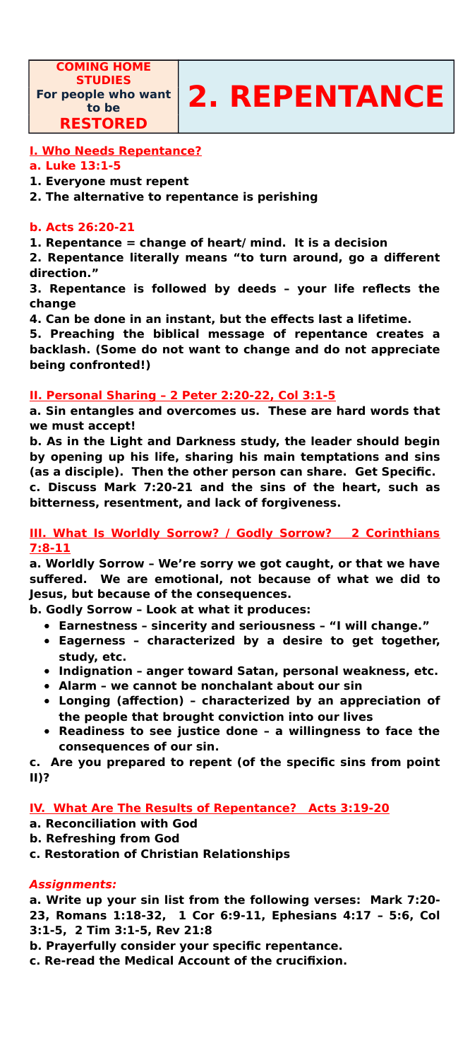**COMING HOME STUDIES**
**For people who want to be**
**RESTORED**

# 2. REPENTANCE

## I. Who Needs Repentance?

**a. Luke 13:1-5**

**1. Everyone must repent**

**2. The alternative to repentance is perishing**

**b. Acts 26:20-21**

**1. Repentance = change of heart/ mind. It is a decision**

**2. Repentance literally means "to turn around, go a different direction."**

**3. Repentance is followed by deeds – your life reflects the change**

**4. Can be done in an instant, but the effects last a lifetime.**

**5. Preaching the biblical message of repentance creates a backlash. (Some do not want to change and do not appreciate being confronted!)**

## II. Personal Sharing – 2 Peter 2:20-22, Col 3:1-5

**a. Sin entangles and overcomes us. These are hard words that we must accept!**

**b. As in the Light and Darkness study, the leader should begin by opening up his life, sharing his main temptations and sins (as a disciple). Then the other person can share. Get Specific.**

**c. Discuss Mark 7:20-21 and the sins of the heart, such as bitterness, resentment, and lack of forgiveness.**

## III. What Is Worldly Sorrow? / Godly Sorrow? 2 Corinthians 7:8-11

**a. Worldly Sorrow – We're sorry we got caught, or that we have suffered. We are emotional, not because of what we did to Jesus, but because of the consequences.**

**b. Godly Sorrow – Look at what it produces:**

- **Earnestness – sincerity and seriousness – "I will change."**
- **Eagerness – characterized by a desire to get together, study, etc.**
- **Indignation – anger toward Satan, personal weakness, etc.**
- **Alarm – we cannot be nonchalant about our sin**
- **Longing (affection) – characterized by an appreciation of the people that brought conviction into our lives**
- **Readiness to see justice done – a willingness to face the consequences of our sin.**

**c. Are you prepared to repent (of the specific sins from point II)?**

## IV. What Are The Results of Repentance? Acts 3:19-20

**a. Reconciliation with God**

**b. Refreshing from God**

**c. Restoration of Christian Relationships**

***Assignments:***

**a. Write up your sin list from the following verses: Mark 7:20-23, Romans 1:18-32, 1 Cor 6:9-11, Ephesians 4:17 – 5:6, Col 3:1-5, 2 Tim 3:1-5, Rev 21:8**

**b. Prayerfully consider your specific repentance.**

**c. Re-read the Medical Account of the crucifixion.**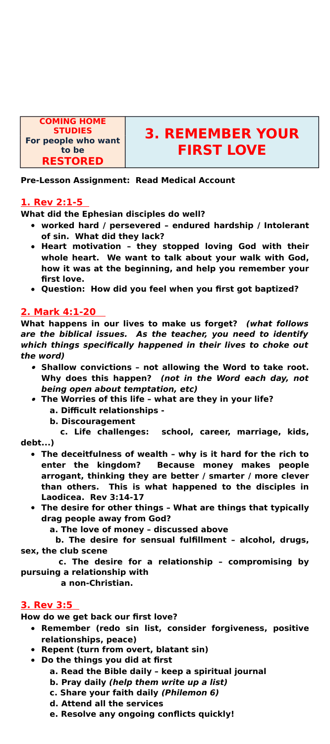| COMING HOME STUDIES For people who want to be **RESTORED** | # 3. REMEMBER YOUR FIRST LOVE |
|---|---|

**Pre-Lesson Assignment: Read Medical Account**

## 1. Rev 2:1-5

**What did the Ephesian disciples do well?**

- **worked hard / persevered – endured hardship / Intolerant of sin. What did they lack?**
- **Heart motivation – they stopped loving God with their whole heart. We want to talk about your walk with God, how it was at the beginning, and help you remember your first love.**
- **Question: How did you feel when you first got baptized?**

## 2. Mark 4:1-20

**What happens in our lives to make us forget?** ***(what follows are the biblical issues. As the teacher, you need to identify which things specifically happened in their lives to choke out the word)***

- **Shallow convictions – not allowing the Word to take root. Why does this happen?** ***(not in the Word each day, not being open about temptation, etc)***
- **The Worries of this life – what are they in your life?**
  - **a. Difficult relationships -**
  - **b. Discouragement**
  - **c. Life challenges: school, career, marriage, kids, debt...)**
- **The deceitfulness of wealth – why is it hard for the rich to enter the kingdom? Because money makes people arrogant, thinking they are better / smarter / more clever than others. This is what happened to the disciples in Laodicea. Rev 3:14-17**
- **The desire for other things – What are things that typically drag people away from God?**
  - **a. The love of money – discussed above**
  - **b. The desire for sensual fulfillment – alcohol, drugs, sex, the club scene**
  - **c. The desire for a relationship – compromising by pursuing a relationship with a non-Christian.**

## 3. Rev 3:5

**How do we get back our first love?**

- **Remember (redo sin list, consider forgiveness, positive relationships, peace)**
- **Repent (turn from overt, blatant sin)**
- **Do the things you did at first**
  - **a. Read the Bible daily – keep a spiritual journal**
  - **b. Pray daily** ***(help them write up a list)***
  - **c. Share your faith daily** ***(Philemon 6)***
  - **d. Attend all the services**
  - **e. Resolve any ongoing conflicts quickly!**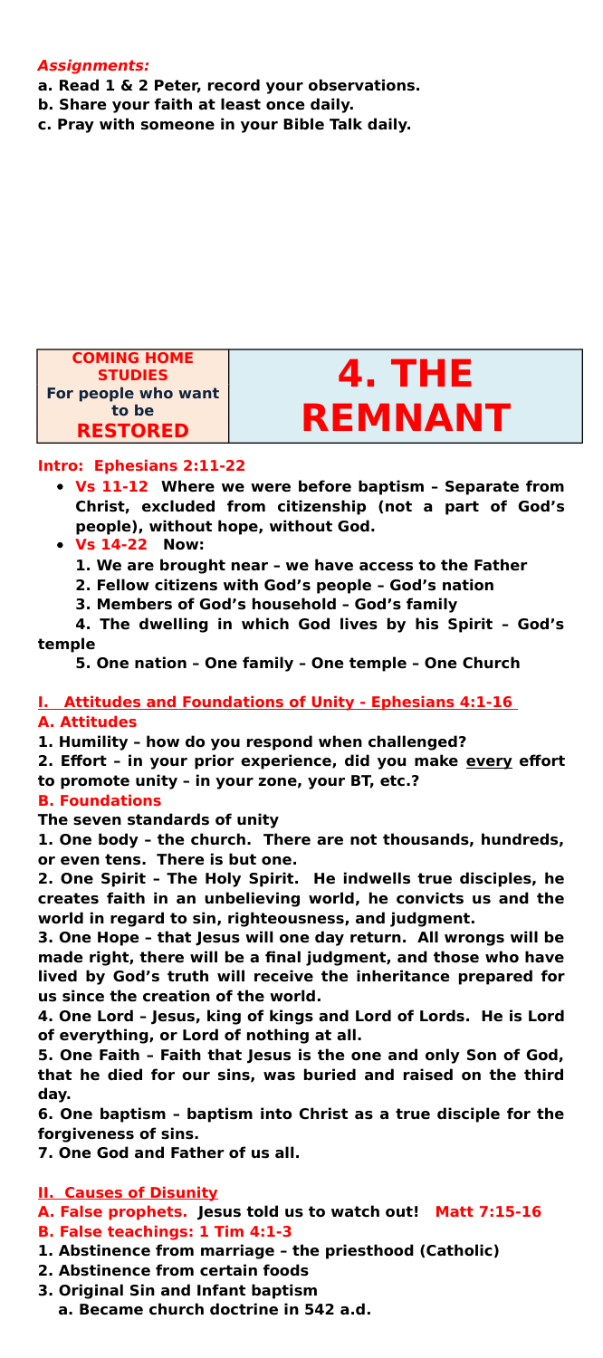***Assignments:***

**a. Read 1 & 2 Peter, record your observations.**
**b. Share your faith at least once daily.**
**c. Pray with someone in your Bible Talk daily.**

| **COMING HOME STUDIES**<br>**For people who want to be**<br>**RESTORED** | # 4. THE REMNANT |
| --- | --- |

**Intro: Ephesians 2:11-22**

- **Vs 11-12 Where we were before baptism – Separate from Christ, excluded from citizenship (not a part of God's people), without hope, without God.**
- **Vs 14-22 Now:**
  1. **We are brought near – we have access to the Father**
  2. **Fellow citizens with God's people – God's nation**
  3. **Members of God's household – God's family**
  4. **The dwelling in which God lives by his Spirit – God's temple**
  5. **One nation – One family – One temple – One Church**

## I. Attitudes and Foundations of Unity - Ephesians 4:1-16

### A. Attitudes

**1. Humility – how do you respond when challenged?**

**2. Effort – in your prior experience, did you make <u>every</u> effort to promote unity – in your zone, your BT, etc.?**

### B. Foundations

**The seven standards of unity**

**1. One body – the church. There are not thousands, hundreds, or even tens. There is but one.**

**2. One Spirit – The Holy Spirit. He indwells true disciples, he creates faith in an unbelieving world, he convicts us and the world in regard to sin, righteousness, and judgment.**

**3. One Hope – that Jesus will one day return. All wrongs will be made right, there will be a final judgment, and those who have lived by God's truth will receive the inheritance prepared for us since the creation of the world.**

**4. One Lord – Jesus, king of kings and Lord of Lords. He is Lord of everything, or Lord of nothing at all.**

**5. One Faith – Faith that Jesus is the one and only Son of God, that he died for our sins, was buried and raised on the third day.**

**6. One baptism – baptism into Christ as a true disciple for the forgiveness of sins.**

**7. One God and Father of us all.**

## II. Causes of Disunity

**A. False prophets. Jesus told us to watch out! Matt 7:15-16**

**B. False teachings: 1 Tim 4:1-3**

1. **Abstinence from marriage – the priesthood (Catholic)**
2. **Abstinence from certain foods**
3. **Original Sin and Infant baptism**
   a. **Became church doctrine in 542 a.d.**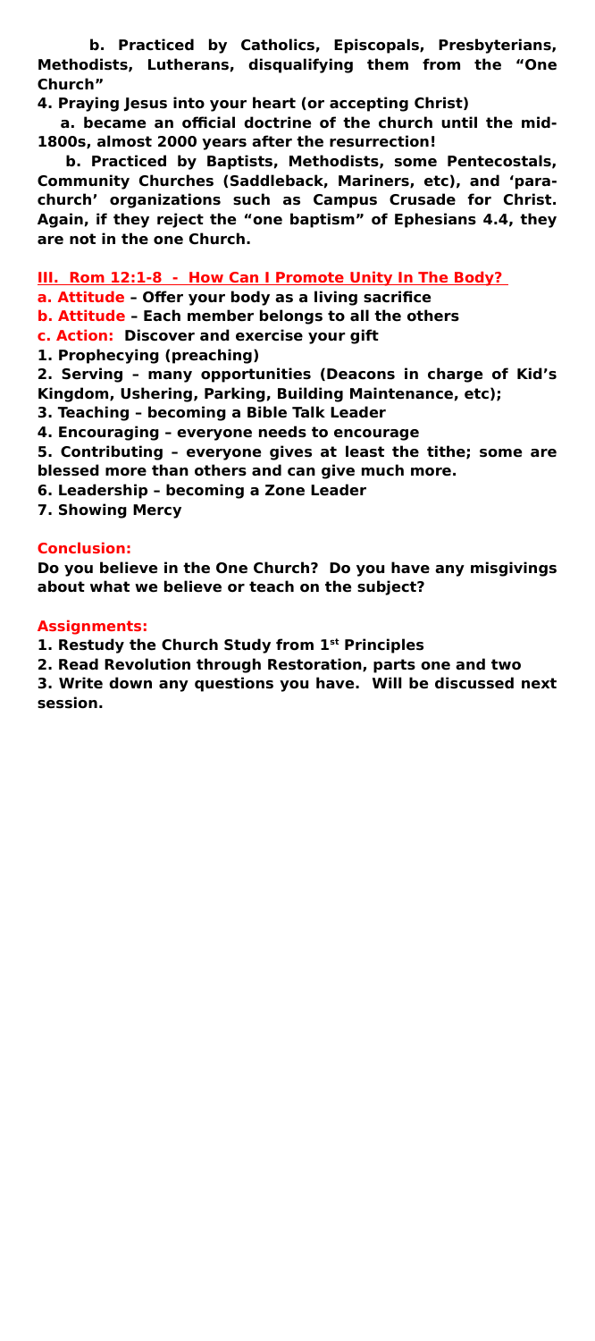**b. Practiced by Catholics, Episcopals, Presbyterians, Methodists, Lutherans, disqualifying them from the "One Church"**

**4. Praying Jesus into your heart (or accepting Christ)**

**a. became an official doctrine of the church until the mid-1800s, almost 2000 years after the resurrection!**

**b. Practiced by Baptists, Methodists, some Pentecostals, Community Churches (Saddleback, Mariners, etc), and 'para-church' organizations such as Campus Crusade for Christ. Again, if they reject the "one baptism" of Ephesians 4.4, they are not in the one Church.**

## III. Rom 12:1-8 - How Can I Promote Unity In The Body?

**a. Attitude – Offer your body as a living sacrifice**

**b. Attitude – Each member belongs to all the others**

**c. Action: Discover and exercise your gift**

**1. Prophecying (preaching)**

**2. Serving – many opportunities (Deacons in charge of Kid's Kingdom, Ushering, Parking, Building Maintenance, etc);**

**3. Teaching – becoming a Bible Talk Leader**

**4. Encouraging – everyone needs to encourage**

**5. Contributing – everyone gives at least the tithe; some are blessed more than others and can give much more.**

**6. Leadership – becoming a Zone Leader**

**7. Showing Mercy**

## Conclusion:

**Do you believe in the One Church? Do you have any misgivings about what we believe or teach on the subject?**

## Assignments:

**1. Restudy the Church Study from 1st Principles**

**2. Read Revolution through Restoration, parts one and two**

**3. Write down any questions you have. Will be discussed next session.**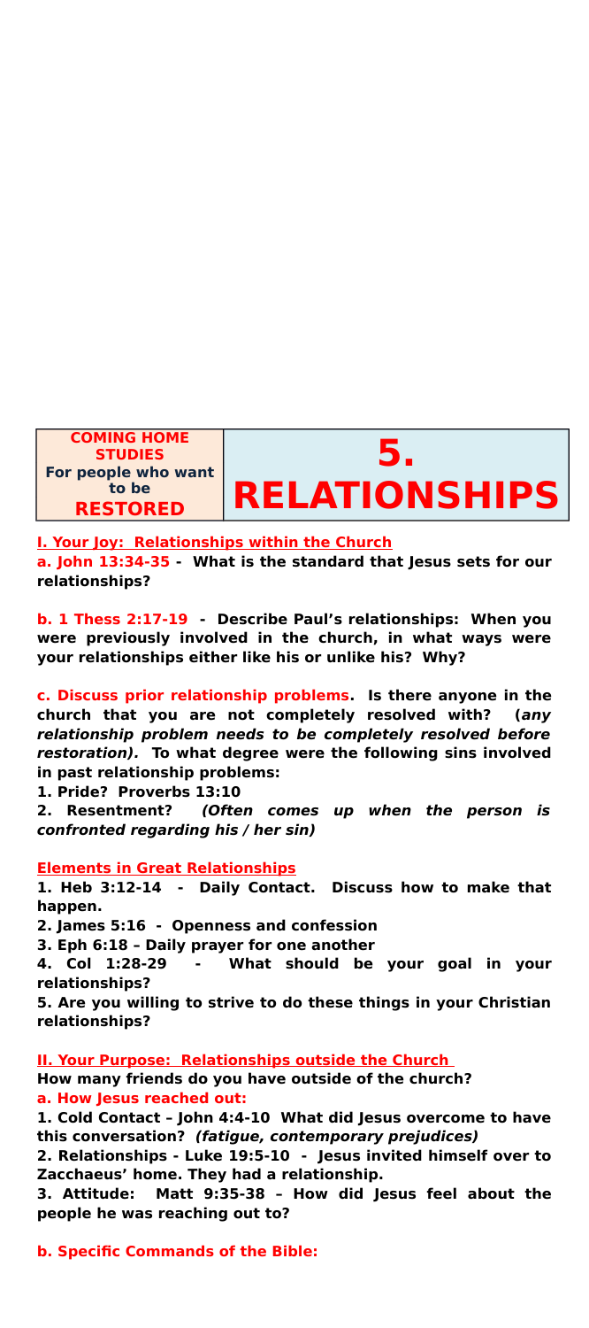| COMING HOME STUDIES For people who want to be RESTORED | 5. RELATIONSHIPS |
|---|---|

## I. Your Joy: Relationships within the Church

**a. John 13:34-35 - What is the standard that Jesus sets for our relationships?**

**b. 1 Thess 2:17-19 - Describe Paul's relationships: When you were previously involved in the church, in what ways were your relationships either like his or unlike his? Why?**

**c. Discuss prior relationship problems. Is there anyone in the church that you are not completely resolved with? (*any relationship problem needs to be completely resolved before restoration).* To what degree were the following sins involved in past relationship problems:**

**1. Pride? Proverbs 13:10**

**2. Resentment? *(Often comes up when the person is confronted regarding his / her sin)***

### Elements in Great Relationships

**1. Heb 3:12-14 - Daily Contact. Discuss how to make that happen.**

**2. James 5:16 - Openness and confession**

**3. Eph 6:18 – Daily prayer for one another**

**4. Col 1:28-29 - What should be your goal in your relationships?**

**5. Are you willing to strive to do these things in your Christian relationships?**

## II. Your Purpose: Relationships outside the Church

**How many friends do you have outside of the church?**

**a. How Jesus reached out:**

**1. Cold Contact – John 4:4-10 What did Jesus overcome to have this conversation? *(fatigue, contemporary prejudices)***

**2. Relationships - Luke 19:5-10 - Jesus invited himself over to Zacchaeus' home. They had a relationship.**

**3. Attitude: Matt 9:35-38 – How did Jesus feel about the people he was reaching out to?**

**b. Specific Commands of the Bible:**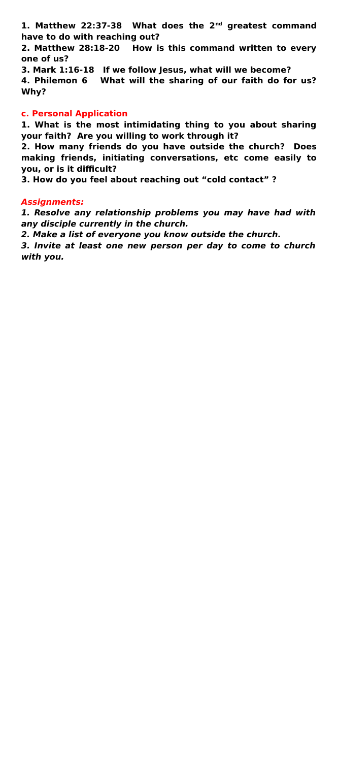**1. Matthew 22:37-38 What does the 2nd greatest command have to do with reaching out?**

**2. Matthew 28:18-20 How is this command written to every one of us?**

**3. Mark 1:16-18 If we follow Jesus, what will we become?**

**4. Philemon 6 What will the sharing of our faith do for us? Why?**

**c. Personal Application**

**1. What is the most intimidating thing to you about sharing your faith? Are you willing to work through it?**

**2. How many friends do you have outside the church? Does making friends, initiating conversations, etc come easily to you, or is it difficult?**

**3. How do you feel about reaching out "cold contact" ?**

***Assignments:***

***1. Resolve any relationship problems you may have had with any disciple currently in the church.***

***2. Make a list of everyone you know outside the church.***

***3. Invite at least one new person per day to come to church with you.***